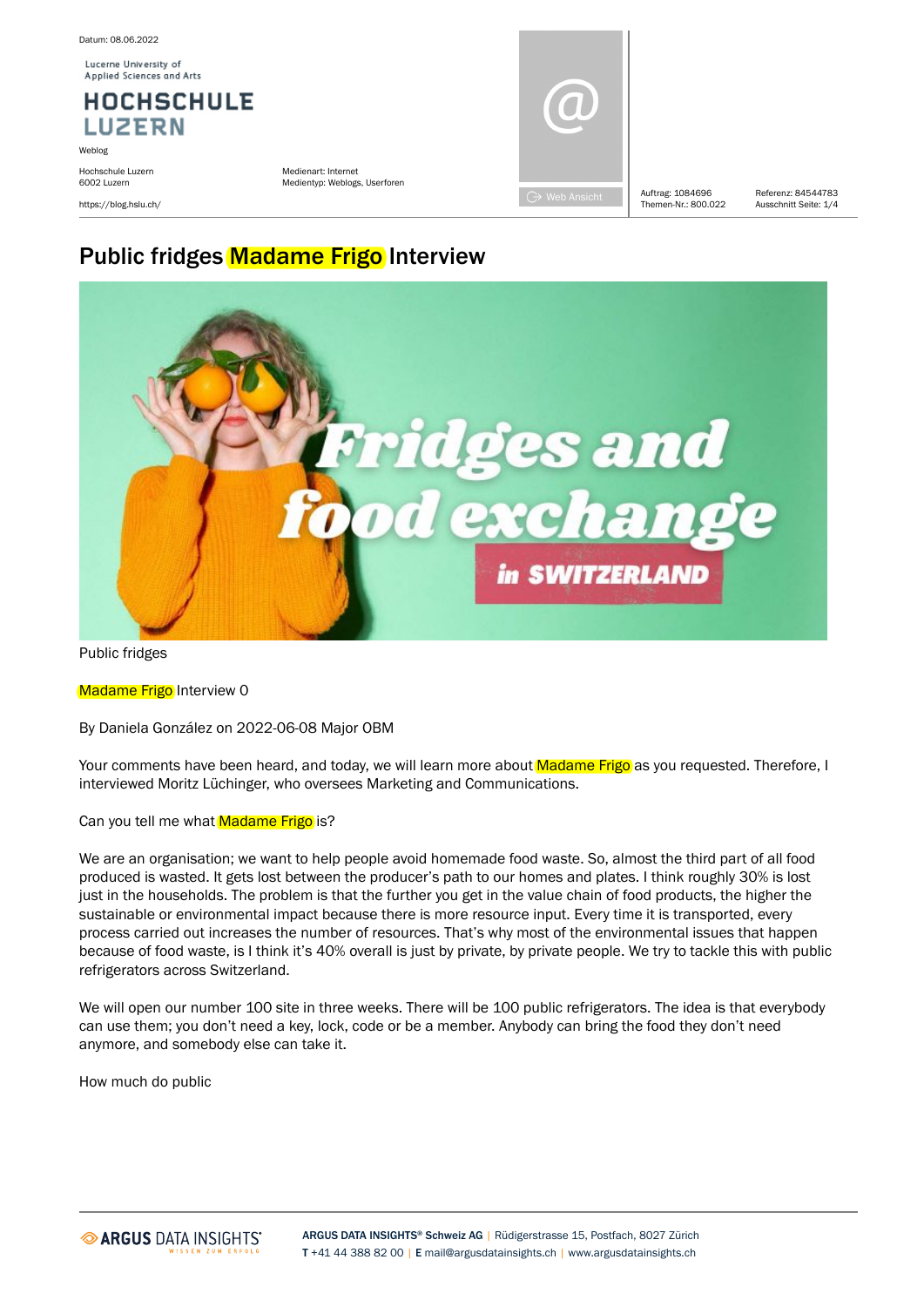# Public fridges Madame Frigo Interview

Public fridges

Madame Frigo Interview 0

By Daniela González on 2022-06-08 Major OBM

Your comments have been heard, and today, we will learn more about Madame Frigo as you requested. Therefore, I interviewed Moritz Lüchinger, who oversees Marketing and Communications.

Can you tell me what Madame Frigo is?

We are an organisation; we want to help people avoid homemade food waste. So, almost the third part of all food produced is wasted. It gets lost between the producer's path to our homes and plates. I think roughly 30% is lost just in the households. The problem is that the further you get in the value chain of food products, the higher the sustainable or environmental impact because there is more resource input. Every time it is transported, every process carried out increases the number of resources. That's why most of the environmental issues that happen because of food waste, is I think it's 40% overall is just by private, by private people. We try to tackle this with public refrigerators across Switzerland.

We will open our number 100 site in three weeks. There will be 100 public refrigerators. The idea is that everybody can use them; you don't need a key, lock, code or be a member. Anybody can bring the food they don't need anymore, and somebody else can take it.

How much do public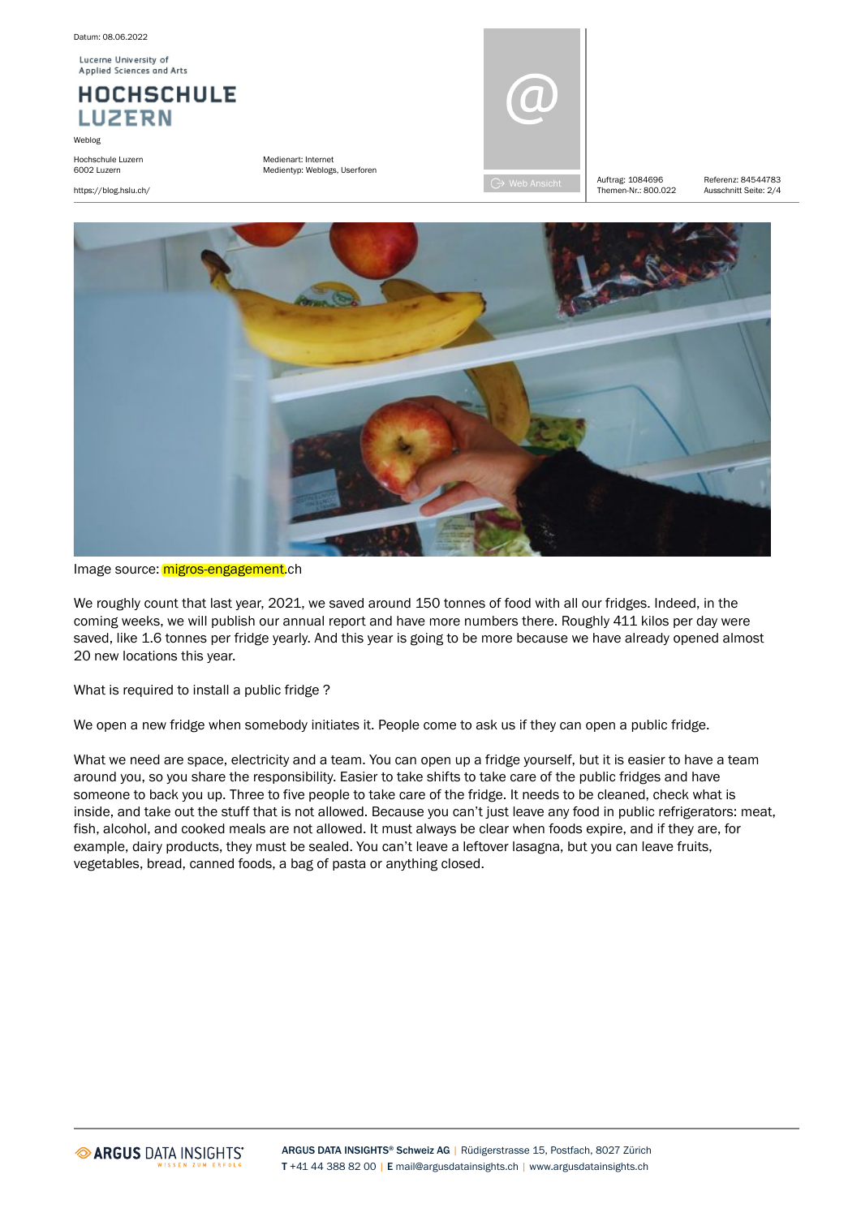Image source: migros-engagement.ch

We roughly count that last year, 2021, we saved around 150 tonnes of food with all our fridges. Indeed, in the coming weeks, we will publish our annual report and have more numbers there. Roughly 411 kilos per day were saved, like 1.6 tonnes per fridge yearly. And this year is going to be more because we have already opened almost 20 new locations this year.

What is required to install a public fridge ?

We open a new fridge when somebody initiates it. People come to ask us if they can open a public fridge.

What we need are space, electricity and a team. You can open up a fridge yourself, but it is easier to have a team around you, so you share the responsibility. Easier to take shifts to take care of the public fridges and have someone to back you up. Three to five people to take care of the fridge. It needs to be cleaned, check what is inside, and take out the stuff that is not allowed. Because you can't just leave any food in public refrigerators: meat, fish, alcohol, and cooked meals are not allowed. It must always be clear when foods expire, and if they are, for example, dairy products, they must be sealed. You can't leave a leftover lasagna, but you can leave fruits, vegetables, bread, canned foods, a bag of pasta or anything closed.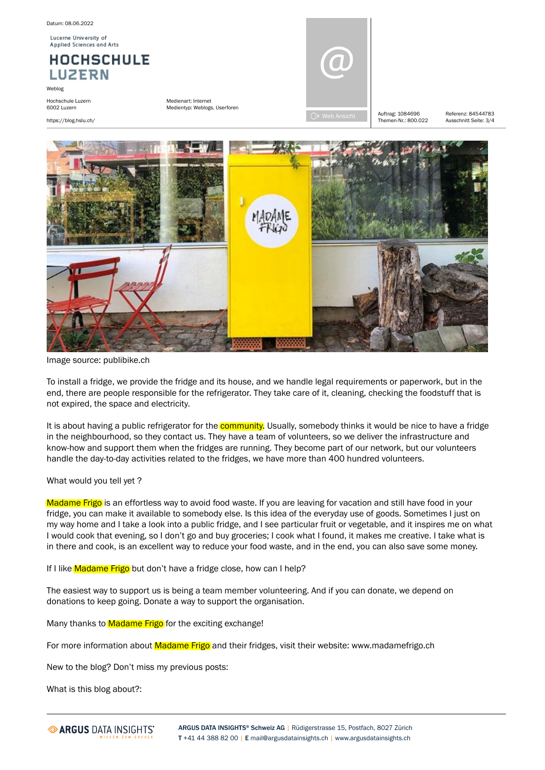Image source: publibike.ch

To install a fridge, we provide the fridge and its house, and we handle legal requirements or paperwork, but in the end, there are people responsible for the refrigerator. They take care of it, cleaning, checking the foodstuff that is not expired, the space and electricity.

It is about having a public refrigerator for the community. Usually, somebody thinks it would be nice to have a fridge in the neighbourhood, so they contact us. They have a team of volunteers, so we deliver the infrastructure and know-how and support them when the fridges are running. They become part of our network, but our volunteers handle the day-to-day activities related to the fridges, we have more than 400 hundred volunteers.

What would you tell yet ?

Madame Frigo is an effortless way to avoid food waste. If you are leaving for vacation and still have food in your fridge, you can make it available to somebody else. Is this idea of the everyday use of goods. Sometimes I just on my way home and I take a look into a public fridge, and I see particular fruit or vegetable, and it inspires me on what I would cook that evening, so I don't go and buy groceries; I cook what I found, it makes me creative. I take what is in there and cook, is an excellent way to reduce your food waste, and in the end, you can also save some money.

If I like Madame Frigo but don't have a fridge close, how can I help?

The easiest way to support us is being a team member volunteering. And if you can donate, we depend on donations to keep going. Donate a way to support the organisation.

Many thanks to Madame Frigo for the exciting exchange!

For more information about Madame Frigo and their fridges, visit their website: www.madamefrigo.ch

New to the blog? Don't miss my previous posts:

What is this blog about?: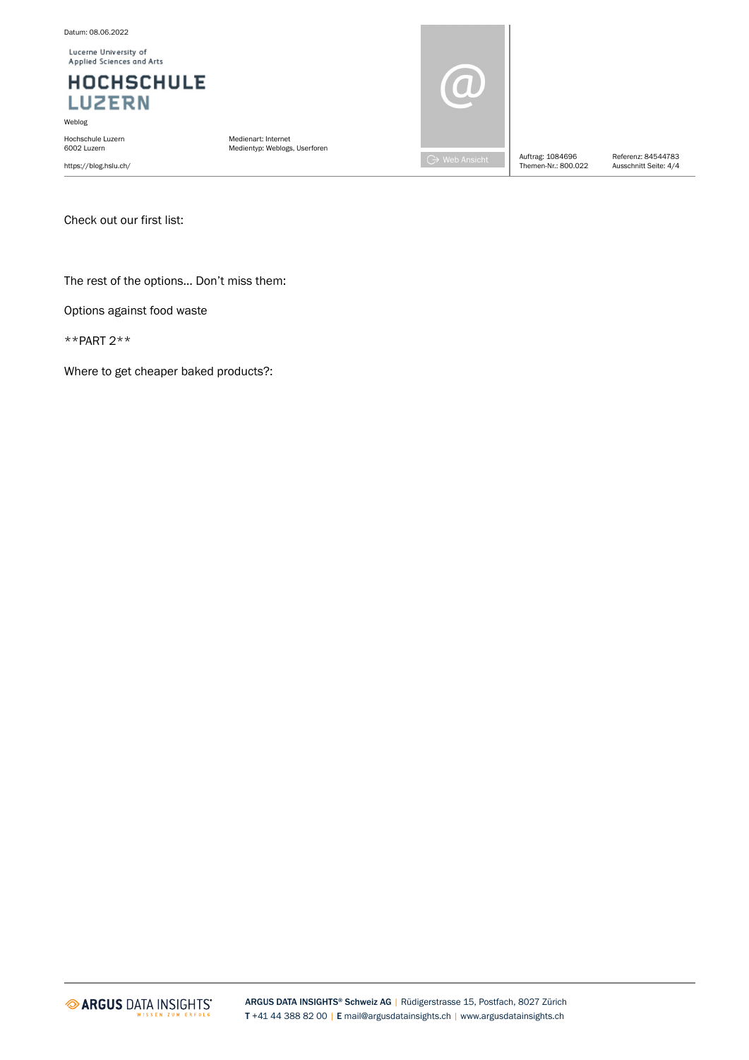Check out our first list:

The rest of the options… Don't miss them:

Options against food waste

**PART 2**

Where to get cheaper baked products?: